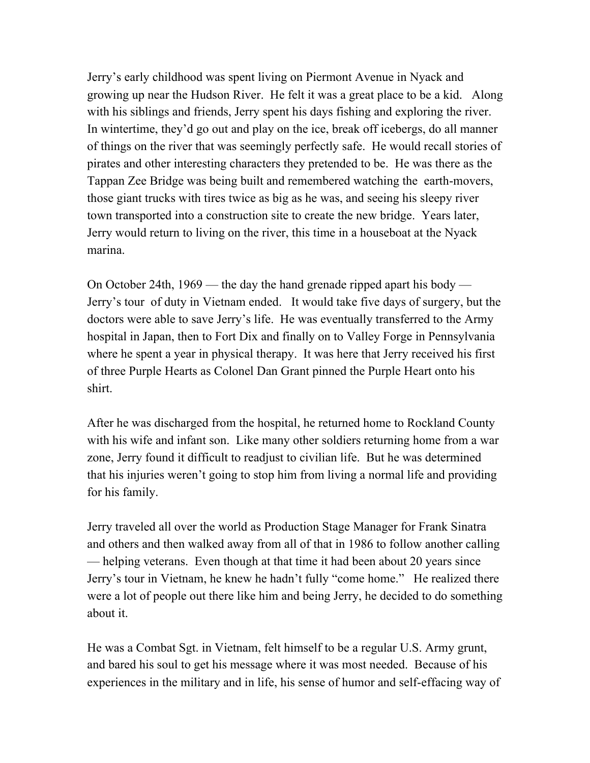Jerry's early childhood was spent living on Piermont Avenue in Nyack and growing up near the Hudson River. He felt it was a great place to be a kid. Along with his siblings and friends, Jerry spent his days fishing and exploring the river. In wintertime, they'd go out and play on the ice, break off icebergs, do all manner of things on the river that was seemingly perfectly safe. He would recall stories of pirates and other interesting characters they pretended to be. He was there as the Tappan Zee Bridge was being built and remembered watching the earth-movers, those giant trucks with tires twice as big as he was, and seeing his sleepy river town transported into a construction site to create the new bridge. Years later, Jerry would return to living on the river, this time in a houseboat at the Nyack marina.

On October 24th, 1969 — the day the hand grenade ripped apart his body — Jerry's tour of duty in Vietnam ended. It would take five days of surgery, but the doctors were able to save Jerry's life. He was eventually transferred to the Army hospital in Japan, then to Fort Dix and finally on to Valley Forge in Pennsylvania where he spent a year in physical therapy. It was here that Jerry received his first of three Purple Hearts as Colonel Dan Grant pinned the Purple Heart onto his shirt.

After he was discharged from the hospital, he returned home to Rockland County with his wife and infant son. Like many other soldiers returning home from a war zone, Jerry found it difficult to readjust to civilian life. But he was determined that his injuries weren't going to stop him from living a normal life and providing for his family.

Jerry traveled all over the world as Production Stage Manager for Frank Sinatra and others and then walked away from all of that in 1986 to follow another calling — helping veterans. Even though at that time it had been about 20 years since Jerry's tour in Vietnam, he knew he hadn't fully "come home." He realized there were a lot of people out there like him and being Jerry, he decided to do something about it.

He was a Combat Sgt. in Vietnam, felt himself to be a regular U.S. Army grunt, and bared his soul to get his message where it was most needed. Because of his experiences in the military and in life, his sense of humor and self-effacing way of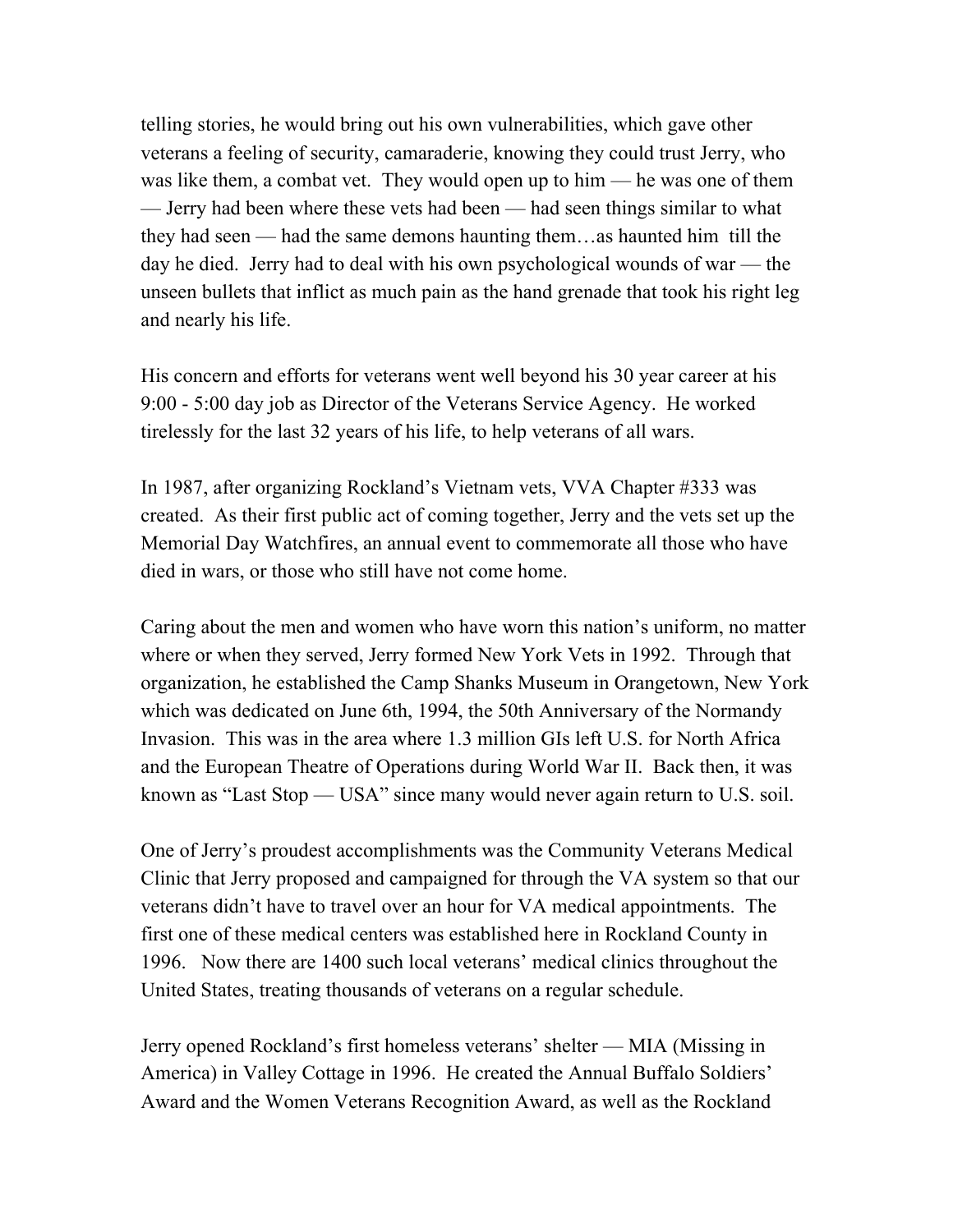telling stories, he would bring out his own vulnerabilities, which gave other veterans a feeling of security, camaraderie, knowing they could trust Jerry, who was like them, a combat vet. They would open up to him — he was one of them — Jerry had been where these vets had been — had seen things similar to what they had seen — had the same demons haunting them…as haunted him till the day he died. Jerry had to deal with his own psychological wounds of war — the unseen bullets that inflict as much pain as the hand grenade that took his right leg and nearly his life.

His concern and efforts for veterans went well beyond his 30 year career at his 9:00 - 5:00 day job as Director of the Veterans Service Agency. He worked tirelessly for the last 32 years of his life, to help veterans of all wars.

In 1987, after organizing Rockland's Vietnam vets, VVA Chapter #333 was created. As their first public act of coming together, Jerry and the vets set up the Memorial Day Watchfires, an annual event to commemorate all those who have died in wars, or those who still have not come home.

Caring about the men and women who have worn this nation's uniform, no matter where or when they served, Jerry formed New York Vets in 1992. Through that organization, he established the Camp Shanks Museum in Orangetown, New York which was dedicated on June 6th, 1994, the 50th Anniversary of the Normandy Invasion. This was in the area where 1.3 million GIs left U.S. for North Africa and the European Theatre of Operations during World War II. Back then, it was known as "Last Stop — USA" since many would never again return to U.S. soil.

One of Jerry's proudest accomplishments was the Community Veterans Medical Clinic that Jerry proposed and campaigned for through the VA system so that our veterans didn't have to travel over an hour for VA medical appointments. The first one of these medical centers was established here in Rockland County in 1996. Now there are 1400 such local veterans' medical clinics throughout the United States, treating thousands of veterans on a regular schedule.

Jerry opened Rockland's first homeless veterans' shelter — MIA (Missing in America) in Valley Cottage in 1996. He created the Annual Buffalo Soldiers' Award and the Women Veterans Recognition Award, as well as the Rockland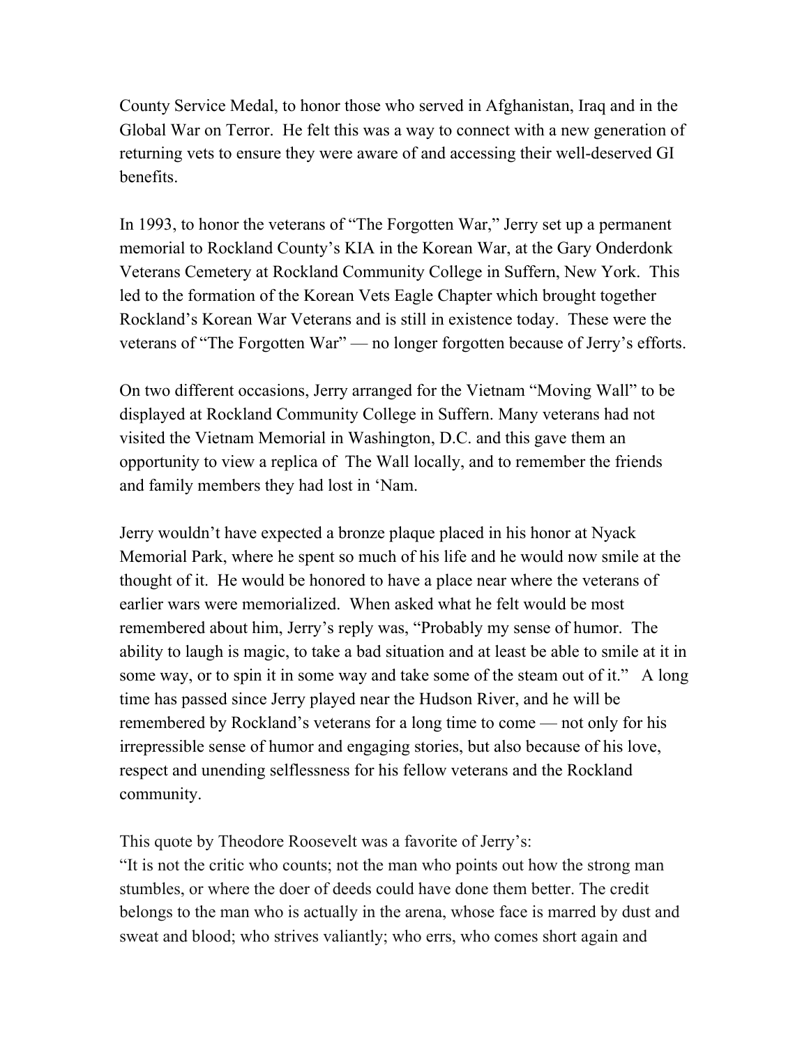County Service Medal, to honor those who served in Afghanistan, Iraq and in the Global War on Terror. He felt this was a way to connect with a new generation of returning vets to ensure they were aware of and accessing their well-deserved GI benefits.

In 1993, to honor the veterans of "The Forgotten War," Jerry set up a permanent memorial to Rockland County's KIA in the Korean War, at the Gary Onderdonk Veterans Cemetery at Rockland Community College in Suffern, New York. This led to the formation of the Korean Vets Eagle Chapter which brought together Rockland's Korean War Veterans and is still in existence today. These were the veterans of "The Forgotten War" — no longer forgotten because of Jerry's efforts.

On two different occasions, Jerry arranged for the Vietnam "Moving Wall" to be displayed at Rockland Community College in Suffern. Many veterans had not visited the Vietnam Memorial in Washington, D.C. and this gave them an opportunity to view a replica of The Wall locally, and to remember the friends and family members they had lost in 'Nam.

Jerry wouldn't have expected a bronze plaque placed in his honor at Nyack Memorial Park, where he spent so much of his life and he would now smile at the thought of it. He would be honored to have a place near where the veterans of earlier wars were memorialized. When asked what he felt would be most remembered about him, Jerry's reply was, "Probably my sense of humor. The ability to laugh is magic, to take a bad situation and at least be able to smile at it in some way, or to spin it in some way and take some of the steam out of it." A long time has passed since Jerry played near the Hudson River, and he will be remembered by Rockland's veterans for a long time to come — not only for his irrepressible sense of humor and engaging stories, but also because of his love, respect and unending selflessness for his fellow veterans and the Rockland community.

This quote by Theodore Roosevelt was a favorite of Jerry's:
"It is not the critic who counts; not the man who points out how the strong man stumbles, or where the doer of deeds could have done them better. The credit belongs to the man who is actually in the arena, whose face is marred by dust and sweat and blood; who strives valiantly; who errs, who comes short again and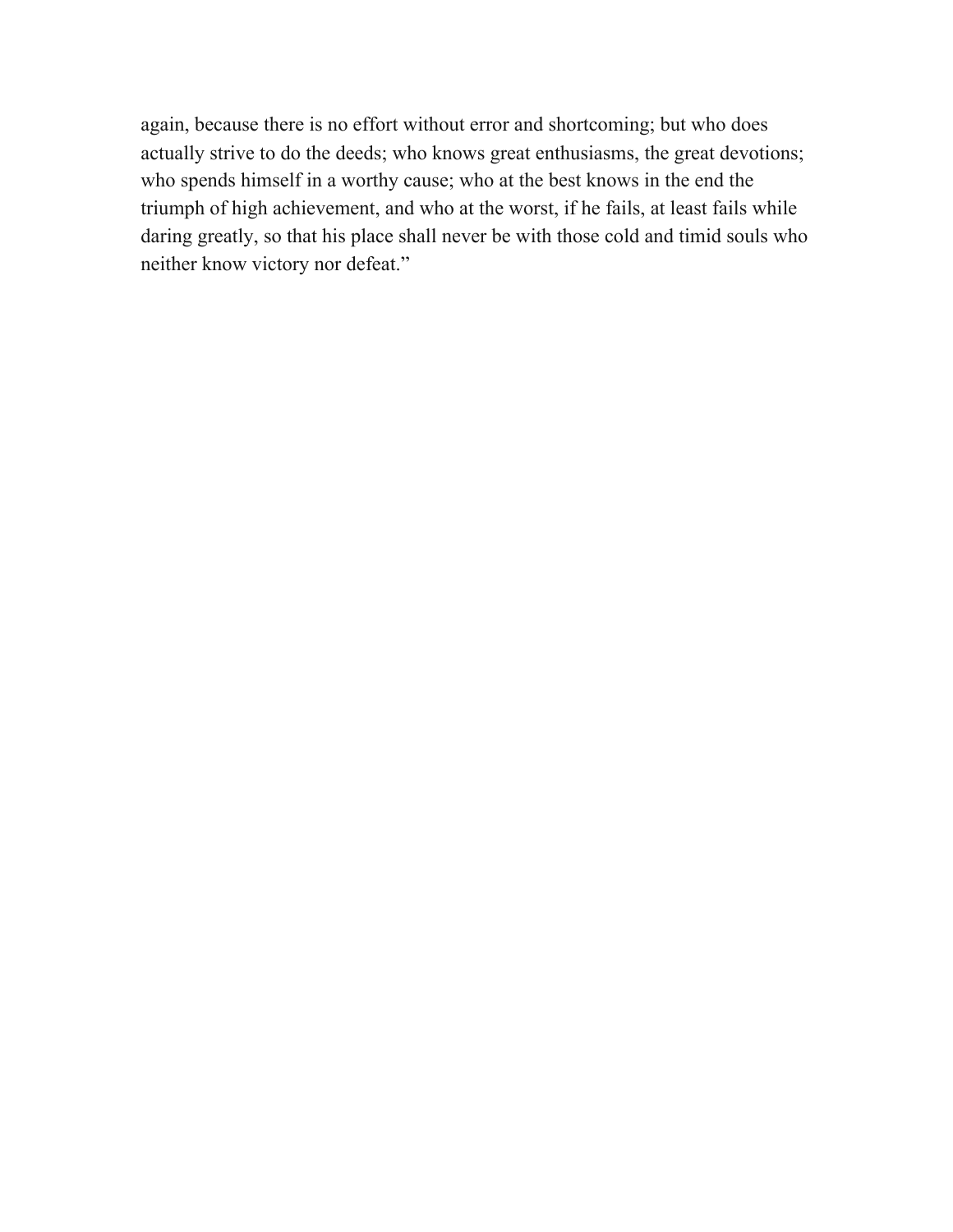again, because there is no effort without error and shortcoming; but who does actually strive to do the deeds; who knows great enthusiasms, the great devotions; who spends himself in a worthy cause; who at the best knows in the end the triumph of high achievement, and who at the worst, if he fails, at least fails while daring greatly, so that his place shall never be with those cold and timid souls who neither know victory nor defeat."